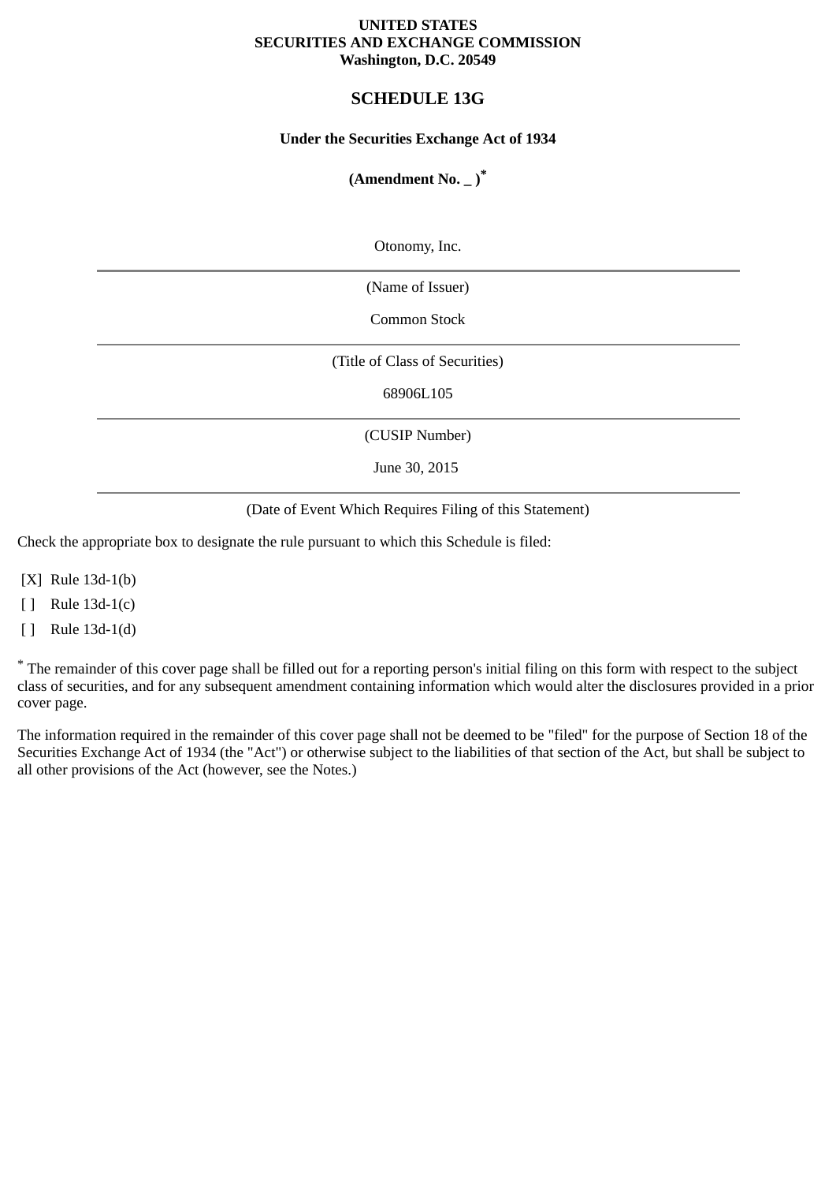**UNITED STATES**
**SECURITIES AND EXCHANGE COMMISSION**
**Washington, D.C. 20549**

# SCHEDULE 13G

**Under the Securities Exchange Act of 1934**

**(Amendment No. _ )***

Otonomy, Inc.

---

(Name of Issuer)

Common Stock

---

(Title of Class of Securities)

68906L105

---

(CUSIP Number)

June 30, 2015

---

(Date of Event Which Requires Filing of this Statement)

Check the appropriate box to designate the rule pursuant to which this Schedule is filed:

[X] Rule 13d-1(b)

[ ] Rule 13d-1(c)

[ ] Rule 13d-1(d)

* The remainder of this cover page shall be filled out for a reporting person's initial filing on this form with respect to the subject class of securities, and for any subsequent amendment containing information which would alter the disclosures provided in a prior cover page.

The information required in the remainder of this cover page shall not be deemed to be "filed" for the purpose of Section 18 of the Securities Exchange Act of 1934 (the "Act") or otherwise subject to the liabilities of that section of the Act, but shall be subject to all other provisions of the Act (however, see the Notes.)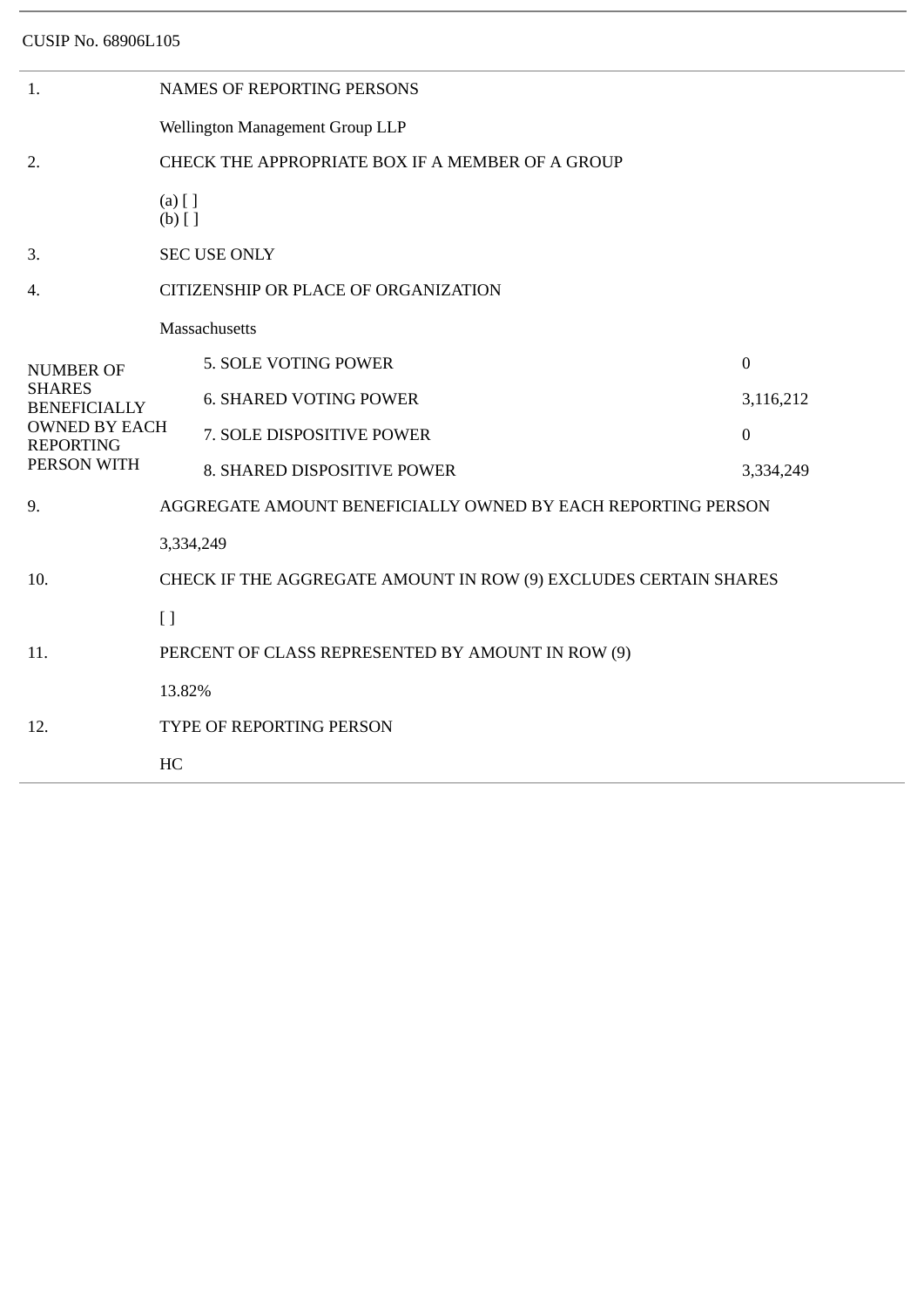CUSIP No. 68906L105

| | | |
|---|---|---|
| 1. | NAMES OF REPORTING PERSONS<br><br>Wellington Management Group LLP | |
| 2. | CHECK THE APPROPRIATE BOX IF A MEMBER OF A GROUP<br><br>(a) [ ]<br>(b) [ ] | |
| 3. | SEC USE ONLY | |
| 4. | CITIZENSHIP OR PLACE OF ORGANIZATION<br><br>Massachusetts | |
| NUMBER OF SHARES BENEFICIALLY OWNED BY EACH REPORTING PERSON WITH | 5. SOLE VOTING POWER | 0 |
| | 6. SHARED VOTING POWER | 3,116,212 |
| | 7. SOLE DISPOSITIVE POWER | 0 |
| | 8. SHARED DISPOSITIVE POWER | 3,334,249 |
| 9. | AGGREGATE AMOUNT BENEFICIALLY OWNED BY EACH REPORTING PERSON<br><br>3,334,249 | |
| 10. | CHECK IF THE AGGREGATE AMOUNT IN ROW (9) EXCLUDES CERTAIN SHARES<br><br>[ ] | |
| 11. | PERCENT OF CLASS REPRESENTED BY AMOUNT IN ROW (9)<br><br>13.82% | |
| 12. | TYPE OF REPORTING PERSON<br><br>HC | |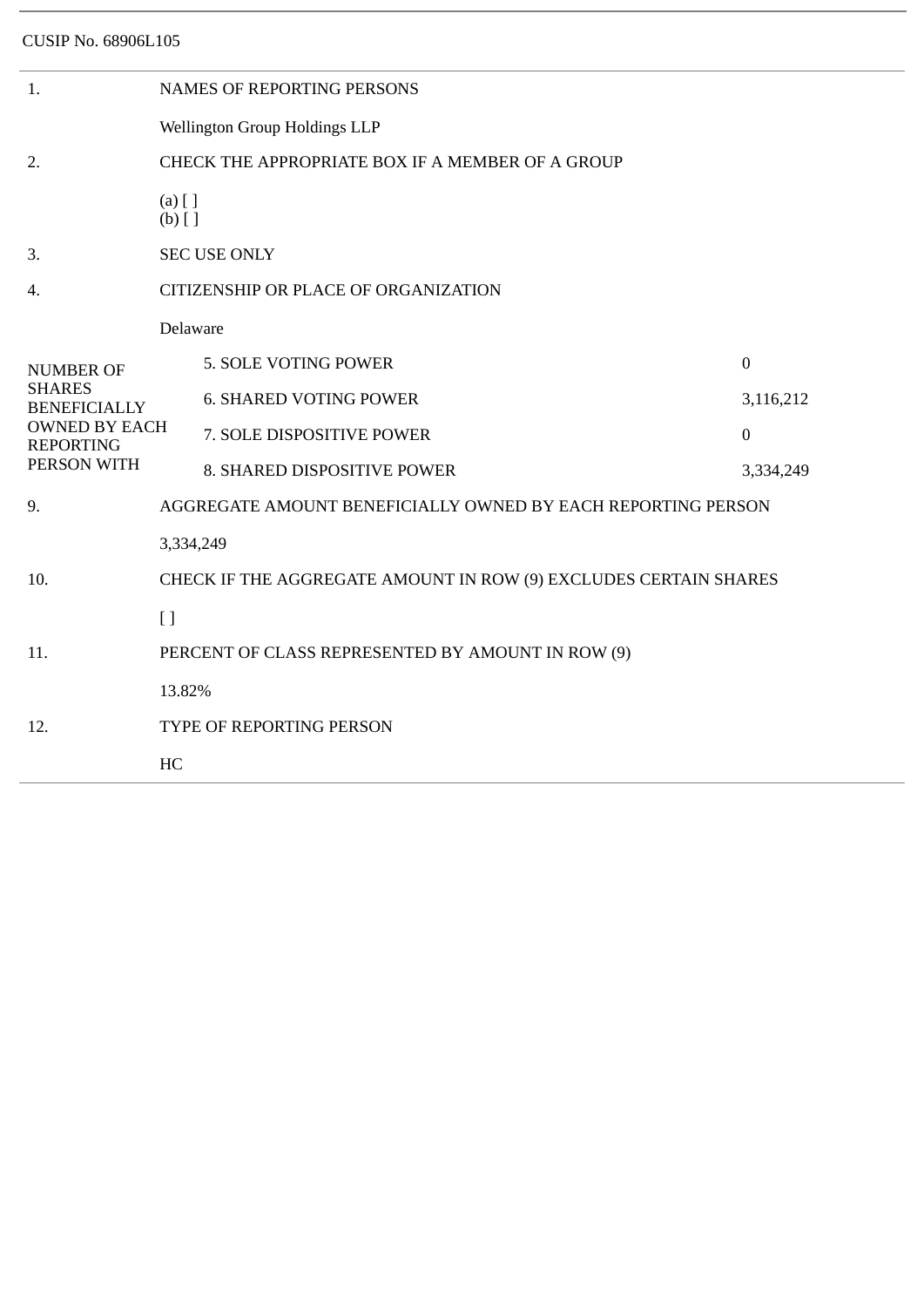CUSIP No. 68906L105

| | | |
|---|---|---|
| 1. | NAMES OF REPORTING PERSONS | |
| | Wellington Group Holdings LLP | |
| 2. | CHECK THE APPROPRIATE BOX IF A MEMBER OF A GROUP | |
| | (a) [ ]<br>(b) [ ] | |
| 3. | SEC USE ONLY | |
| 4. | CITIZENSHIP OR PLACE OF ORGANIZATION | |
| | Delaware | |
| NUMBER OF SHARES BENEFICIALLY OWNED BY EACH REPORTING PERSON WITH | 5. SOLE VOTING POWER | 0 |
| | 6. SHARED VOTING POWER | 3,116,212 |
| | 7. SOLE DISPOSITIVE POWER | 0 |
| | 8. SHARED DISPOSITIVE POWER | 3,334,249 |
| 9. | AGGREGATE AMOUNT BENEFICIALLY OWNED BY EACH REPORTING PERSON | |
| | 3,334,249 | |
| 10. | CHECK IF THE AGGREGATE AMOUNT IN ROW (9) EXCLUDES CERTAIN SHARES | |
| | [ ] | |
| 11. | PERCENT OF CLASS REPRESENTED BY AMOUNT IN ROW (9) | |
| | 13.82% | |
| 12. | TYPE OF REPORTING PERSON | |
| | HC | |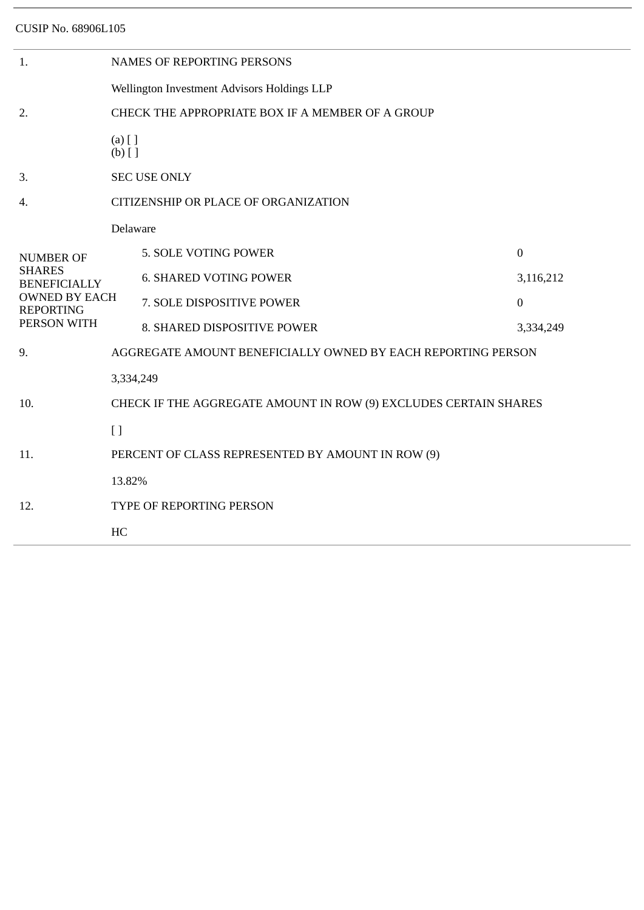CUSIP No. 68906L105

| | | |
|---|---|---|
| 1. | NAMES OF REPORTING PERSONS | |
| | Wellington Investment Advisors Holdings LLP | |
| 2. | CHECK THE APPROPRIATE BOX IF A MEMBER OF A GROUP | |
| | (a) [ ]<br>(b) [ ] | |
| 3. | SEC USE ONLY | |
| 4. | CITIZENSHIP OR PLACE OF ORGANIZATION | |
| | Delaware | |
| NUMBER OF SHARES BENEFICIALLY OWNED BY EACH REPORTING PERSON WITH | 5. SOLE VOTING POWER | 0 |
| | 6. SHARED VOTING POWER | 3,116,212 |
| | 7. SOLE DISPOSITIVE POWER | 0 |
| | 8. SHARED DISPOSITIVE POWER | 3,334,249 |
| 9. | AGGREGATE AMOUNT BENEFICIALLY OWNED BY EACH REPORTING PERSON | |
| | 3,334,249 | |
| 10. | CHECK IF THE AGGREGATE AMOUNT IN ROW (9) EXCLUDES CERTAIN SHARES | |
| | [ ] | |
| 11. | PERCENT OF CLASS REPRESENTED BY AMOUNT IN ROW (9) | |
| | 13.82% | |
| 12. | TYPE OF REPORTING PERSON | |
| | HC | |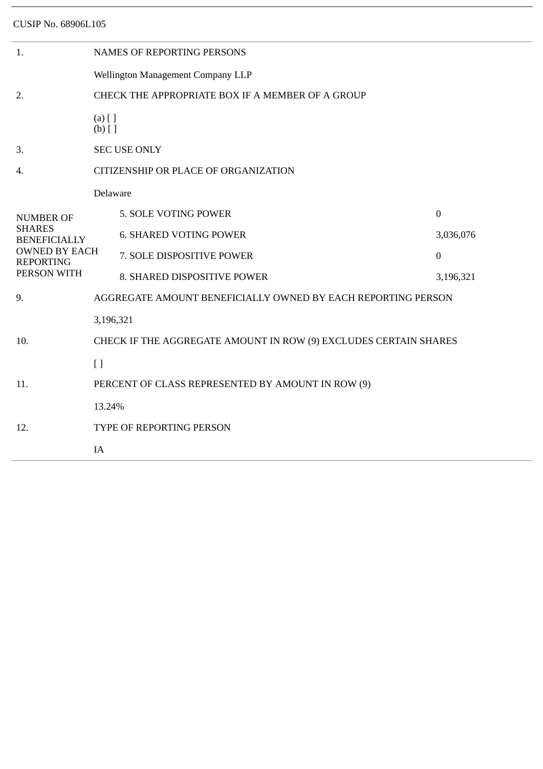CUSIP No. 68906L105

| | | |
|---|---|---|
| 1. | NAMES OF REPORTING PERSONS | |
| | Wellington Management Company LLP | |
| 2. | CHECK THE APPROPRIATE BOX IF A MEMBER OF A GROUP | |
| | (a) [ ]<br>(b) [ ] | |
| 3. | SEC USE ONLY | |
| 4. | CITIZENSHIP OR PLACE OF ORGANIZATION | |
| | Delaware | |
| NUMBER OF SHARES BENEFICIALLY OWNED BY EACH REPORTING PERSON WITH | 5. SOLE VOTING POWER | 0 |
| | 6. SHARED VOTING POWER | 3,036,076 |
| | 7. SOLE DISPOSITIVE POWER | 0 |
| | 8. SHARED DISPOSITIVE POWER | 3,196,321 |
| 9. | AGGREGATE AMOUNT BENEFICIALLY OWNED BY EACH REPORTING PERSON | |
| | 3,196,321 | |
| 10. | CHECK IF THE AGGREGATE AMOUNT IN ROW (9) EXCLUDES CERTAIN SHARES | |
| | [ ] | |
| 11. | PERCENT OF CLASS REPRESENTED BY AMOUNT IN ROW (9) | |
| | 13.24% | |
| 12. | TYPE OF REPORTING PERSON | |
| | IA | |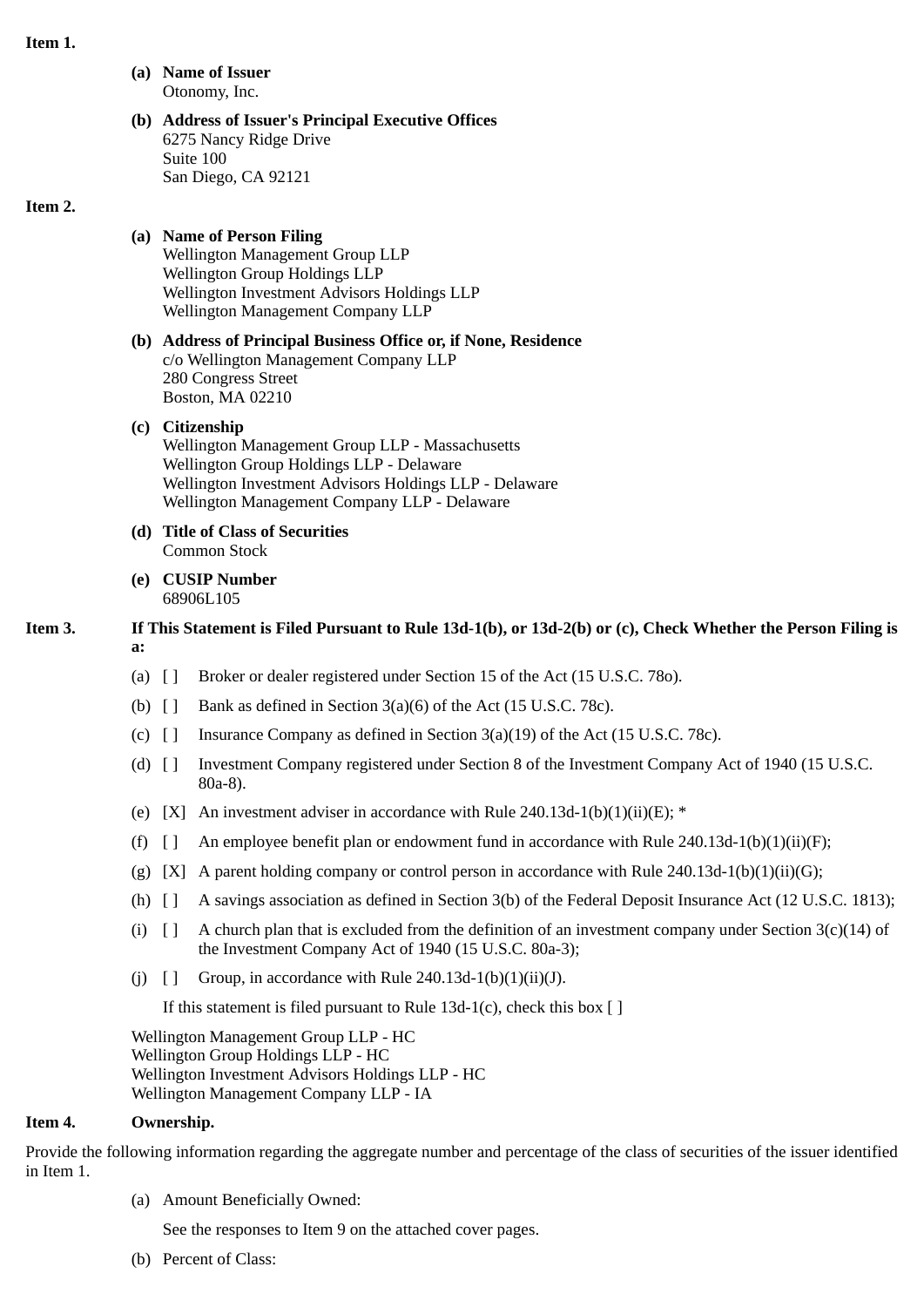**Item 1.**

**(a) Name of Issuer**
Otonomy, Inc.

**(b) Address of Issuer's Principal Executive Offices**
6275 Nancy Ridge Drive
Suite 100
San Diego, CA 92121

**Item 2.**

**(a) Name of Person Filing**
Wellington Management Group LLP
Wellington Group Holdings LLP
Wellington Investment Advisors Holdings LLP
Wellington Management Company LLP

**(b) Address of Principal Business Office or, if None, Residence**
c/o Wellington Management Company LLP
280 Congress Street
Boston, MA 02210

**(c) Citizenship**
Wellington Management Group LLP - Massachusetts
Wellington Group Holdings LLP - Delaware
Wellington Investment Advisors Holdings LLP - Delaware
Wellington Management Company LLP - Delaware

**(d) Title of Class of Securities**
Common Stock

**(e) CUSIP Number**
68906L105

**Item 3. If This Statement is Filed Pursuant to Rule 13d-1(b), or 13d-2(b) or (c), Check Whether the Person Filing is a:**

(a) [ ] Broker or dealer registered under Section 15 of the Act (15 U.S.C. 78o).

(b) [ ] Bank as defined in Section 3(a)(6) of the Act (15 U.S.C. 78c).

(c) [ ] Insurance Company as defined in Section 3(a)(19) of the Act (15 U.S.C. 78c).

(d) [ ] Investment Company registered under Section 8 of the Investment Company Act of 1940 (15 U.S.C. 80a-8).

(e) [X] An investment adviser in accordance with Rule 240.13d-1(b)(1)(ii)(E); *

(f) [ ] An employee benefit plan or endowment fund in accordance with Rule 240.13d-1(b)(1)(ii)(F);

(g) [X] A parent holding company or control person in accordance with Rule 240.13d-1(b)(1)(ii)(G);

(h) [ ] A savings association as defined in Section 3(b) of the Federal Deposit Insurance Act (12 U.S.C. 1813);

(i) [ ] A church plan that is excluded from the definition of an investment company under Section 3(c)(14) of the Investment Company Act of 1940 (15 U.S.C. 80a-3);

(j) [ ] Group, in accordance with Rule 240.13d-1(b)(1)(ii)(J).

If this statement is filed pursuant to Rule 13d-1(c), check this box [ ]

Wellington Management Group LLP - HC
Wellington Group Holdings LLP - HC
Wellington Investment Advisors Holdings LLP - HC
Wellington Management Company LLP - IA

**Item 4. Ownership.**

Provide the following information regarding the aggregate number and percentage of the class of securities of the issuer identified in Item 1.

(a) Amount Beneficially Owned:

See the responses to Item 9 on the attached cover pages.

(b) Percent of Class: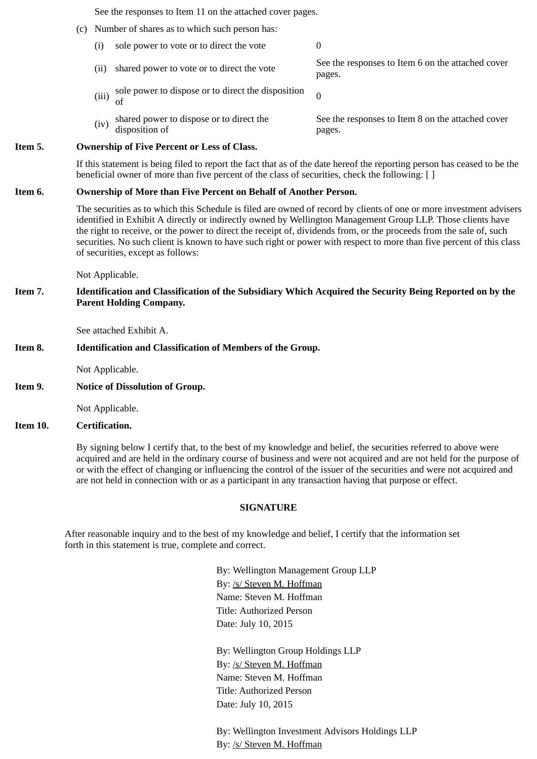See the responses to Item 11 on the attached cover pages.

(c) Number of shares as to which such person has:

| | | |
|---|---|---|
| (i) | sole power to vote or to direct the vote | 0 |
| (ii) | shared power to vote or to direct the vote | See the responses to Item 6 on the attached cover pages. |
| (iii) | sole power to dispose or to direct the disposition of | 0 |
| (iv) | shared power to dispose or to direct the disposition of | See the responses to Item 8 on the attached cover pages. |

**Item 5. Ownership of Five Percent or Less of Class.**

If this statement is being filed to report the fact that as of the date hereof the reporting person has ceased to be the beneficial owner of more than five percent of the class of securities, check the following: [ ]

**Item 6. Ownership of More than Five Percent on Behalf of Another Person.**

The securities as to which this Schedule is filed are owned of record by clients of one or more investment advisers identified in Exhibit A directly or indirectly owned by Wellington Management Group LLP. Those clients have the right to receive, or the power to direct the receipt of, dividends from, or the proceeds from the sale of, such securities. No such client is known to have such right or power with respect to more than five percent of this class of securities, except as follows:

Not Applicable.

**Item 7. Identification and Classification of the Subsidiary Which Acquired the Security Being Reported on by the Parent Holding Company.**

See attached Exhibit A.

**Item 8. Identification and Classification of Members of the Group.**

Not Applicable.

**Item 9. Notice of Dissolution of Group.**

Not Applicable.

**Item 10. Certification.**

By signing below I certify that, to the best of my knowledge and belief, the securities referred to above were acquired and are held in the ordinary course of business and were not acquired and are not held for the purpose of or with the effect of changing or influencing the control of the issuer of the securities and were not acquired and are not held in connection with or as a participant in any transaction having that purpose or effect.

**SIGNATURE**

After reasonable inquiry and to the best of my knowledge and belief, I certify that the information set forth in this statement is true, complete and correct.

By: Wellington Management Group LLP
By: /s/ Steven M. Hoffman
Name: Steven M. Hoffman
Title: Authorized Person
Date: July 10, 2015

By: Wellington Group Holdings LLP
By: /s/ Steven M. Hoffman
Name: Steven M. Hoffman
Title: Authorized Person
Date: July 10, 2015

By: Wellington Investment Advisors Holdings LLP
By: /s/ Steven M. Hoffman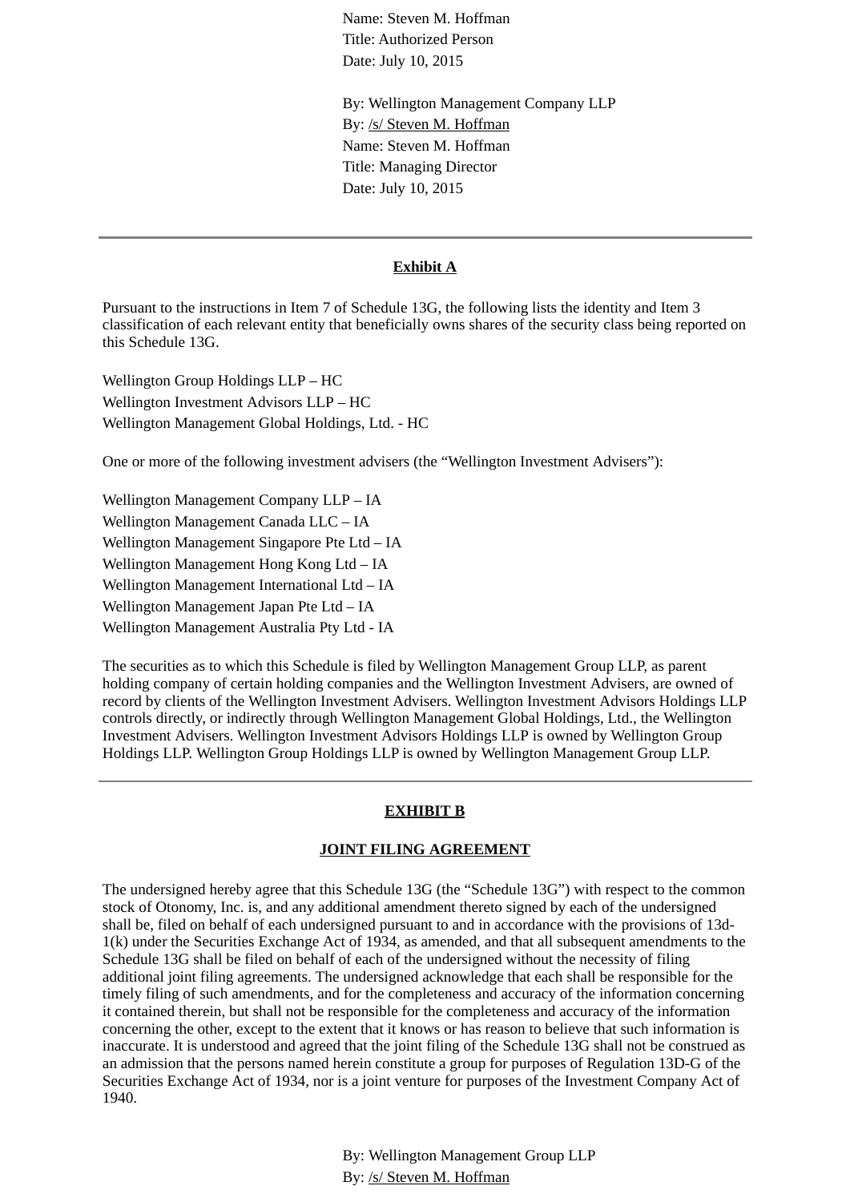Name: Steven M. Hoffman
Title: Authorized Person
Date: July 10, 2015

By: Wellington Management Company LLP
By: /s/ Steven M. Hoffman
Name: Steven M. Hoffman
Title: Managing Director
Date: July 10, 2015

---

## Exhibit A

Pursuant to the instructions in Item 7 of Schedule 13G, the following lists the identity and Item 3 classification of each relevant entity that beneficially owns shares of the security class being reported on this Schedule 13G.

Wellington Group Holdings LLP – HC
Wellington Investment Advisors LLP – HC
Wellington Management Global Holdings, Ltd. - HC

One or more of the following investment advisers (the "Wellington Investment Advisers"):

Wellington Management Company LLP – IA
Wellington Management Canada LLC – IA
Wellington Management Singapore Pte Ltd – IA
Wellington Management Hong Kong Ltd – IA
Wellington Management International Ltd – IA
Wellington Management Japan Pte Ltd – IA
Wellington Management Australia Pty Ltd - IA

The securities as to which this Schedule is filed by Wellington Management Group LLP, as parent holding company of certain holding companies and the Wellington Investment Advisers, are owned of record by clients of the Wellington Investment Advisers. Wellington Investment Advisors Holdings LLP controls directly, or indirectly through Wellington Management Global Holdings, Ltd., the Wellington Investment Advisers. Wellington Investment Advisors Holdings LLP is owned by Wellington Group Holdings LLP. Wellington Group Holdings LLP is owned by Wellington Management Group LLP.

---

## EXHIBIT B

### JOINT FILING AGREEMENT

The undersigned hereby agree that this Schedule 13G (the "Schedule 13G") with respect to the common stock of Otonomy, Inc. is, and any additional amendment thereto signed by each of the undersigned shall be, filed on behalf of each undersigned pursuant to and in accordance with the provisions of 13d-1(k) under the Securities Exchange Act of 1934, as amended, and that all subsequent amendments to the Schedule 13G shall be filed on behalf of each of the undersigned without the necessity of filing additional joint filing agreements. The undersigned acknowledge that each shall be responsible for the timely filing of such amendments, and for the completeness and accuracy of the information concerning it contained therein, but shall not be responsible for the completeness and accuracy of the information concerning the other, except to the extent that it knows or has reason to believe that such information is inaccurate. It is understood and agreed that the joint filing of the Schedule 13G shall not be construed as an admission that the persons named herein constitute a group for purposes of Regulation 13D-G of the Securities Exchange Act of 1934, nor is a joint venture for purposes of the Investment Company Act of 1940.

By: Wellington Management Group LLP
By: /s/ Steven M. Hoffman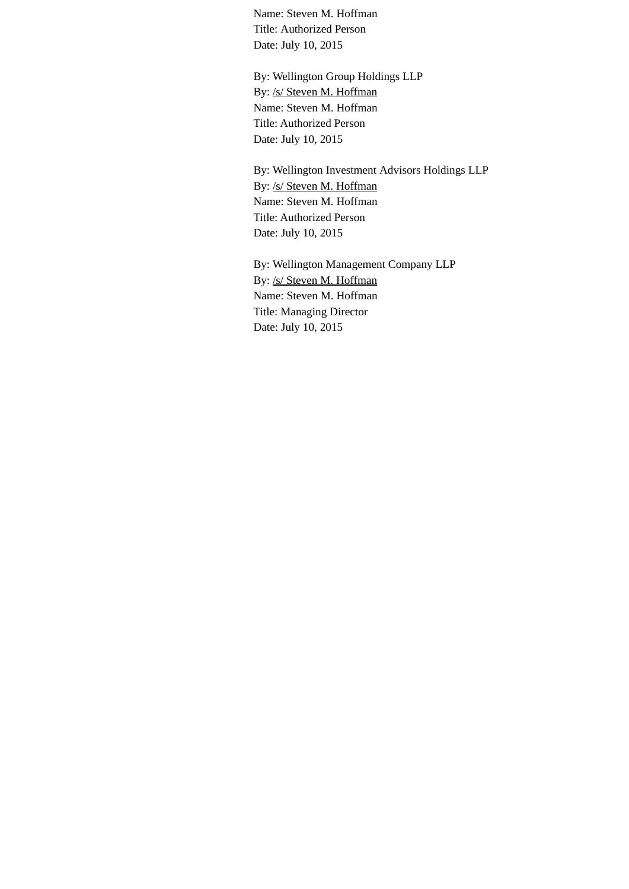Name: Steven M. Hoffman
Title: Authorized Person
Date: July 10, 2015

By: Wellington Group Holdings LLP
By: /s/ Steven M. Hoffman
Name: Steven M. Hoffman
Title: Authorized Person
Date: July 10, 2015

By: Wellington Investment Advisors Holdings LLP
By: /s/ Steven M. Hoffman
Name: Steven M. Hoffman
Title: Authorized Person
Date: July 10, 2015

By: Wellington Management Company LLP
By: /s/ Steven M. Hoffman
Name: Steven M. Hoffman
Title: Managing Director
Date: July 10, 2015